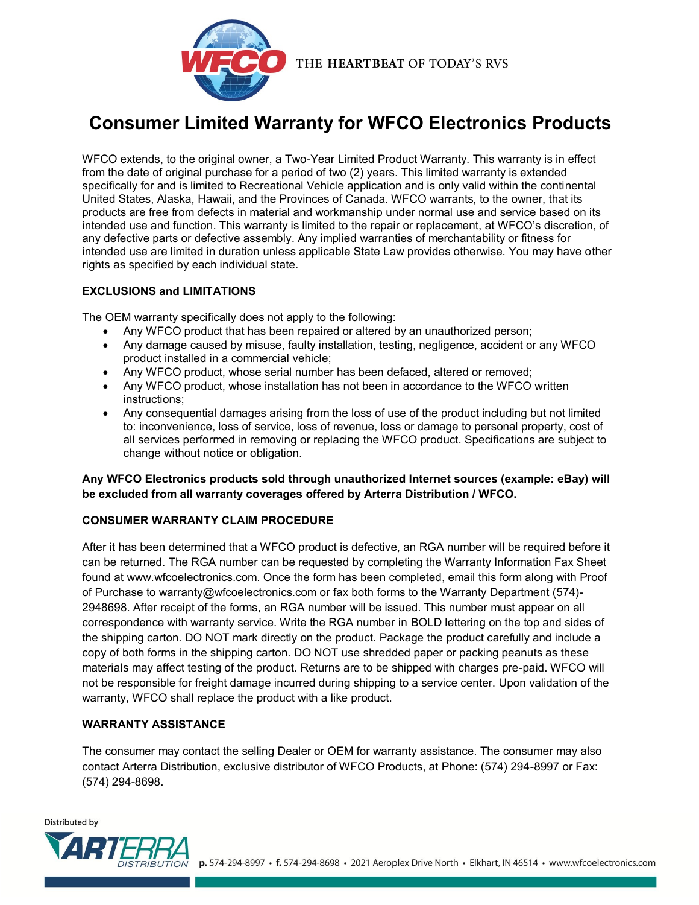THE **HEARTBEAT** OF TODAY'S RVS

# Consumer Limited Warranty for WFCO Electronics Products

WFCO extends, to the original owner, a Two-Year Limited Product Warranty. This warranty is in effect from the date of original purchase for a period of two (2) years. This limited warranty is extended specifically for and is limited to Recreational Vehicle application and is only valid within the continental United States, Alaska, Hawaii, and the Provinces of Canada. WFCO warrants, to the owner, that its products are free from defects in material and workmanship under normal use and service based on its intended use and function. This warranty is limited to the repair or replacement, at WFCO's discretion, of any defective parts or defective assembly. Any implied warranties of merchantability or fitness for intended use are limited in duration unless applicable State Law provides otherwise. You may have other rights as specified by each individual state.

### EXCLUSIONS and LIMITATIONS

The OEM warranty specifically does not apply to the following:

- Any WFCO product that has been repaired or altered by an unauthorized person;
- Any damage caused by misuse, faulty installation, testing, negligence, accident or any WFCO product installed in a commercial vehicle;
- Any WFCO product, whose serial number has been defaced, altered or removed;
- Any WFCO product, whose installation has not been in accordance to the WFCO written instructions;
- Any consequential damages arising from the loss of use of the product including but not limited to: inconvenience, loss of service, loss of revenue, loss or damage to personal property, cost of all services performed in removing or replacing the WFCO product. Specifications are subject to change without notice or obligation.

**Any WFCO Electronics products sold through unauthorized Internet sources (example: eBay) will be excluded from all warranty coverages offered by Arterra Distribution / WFCO.**

### CONSUMER WARRANTY CLAIM PROCEDURE

After it has been determined that a WFCO product is defective, an RGA number will be required before it can be returned. The RGA number can be requested by completing the Warranty Information Fax Sheet found at www.wfcoelectronics.com. Once the form has been completed, email this form along with Proof of Purchase to warranty@wfcoelectronics.com or fax both forms to the Warranty Department (574)-2948698. After receipt of the forms, an RGA number will be issued. This number must appear on all correspondence with warranty service. Write the RGA number in BOLD lettering on the top and sides of the shipping carton. DO NOT mark directly on the product. Package the product carefully and include a copy of both forms in the shipping carton. DO NOT use shredded paper or packing peanuts as these materials may affect testing of the product. Returns are to be shipped with charges pre-paid. WFCO will not be responsible for freight damage incurred during shipping to a service center. Upon validation of the warranty, WFCO shall replace the product with a like product.

### WARRANTY ASSISTANCE

The consumer may contact the selling Dealer or OEM for warranty assistance. The consumer may also contact Arterra Distribution, exclusive distributor of WFCO Products, at Phone: (574) 294-8997 or Fax: (574) 294-8698.

Distributed by ARTERRA DISTRIBUTION

**p.** 574-294-8997 • **f.** 574-294-8698 • 2021 Aeroplex Drive North • Elkhart, IN 46514 • www.wfcoelectronics.com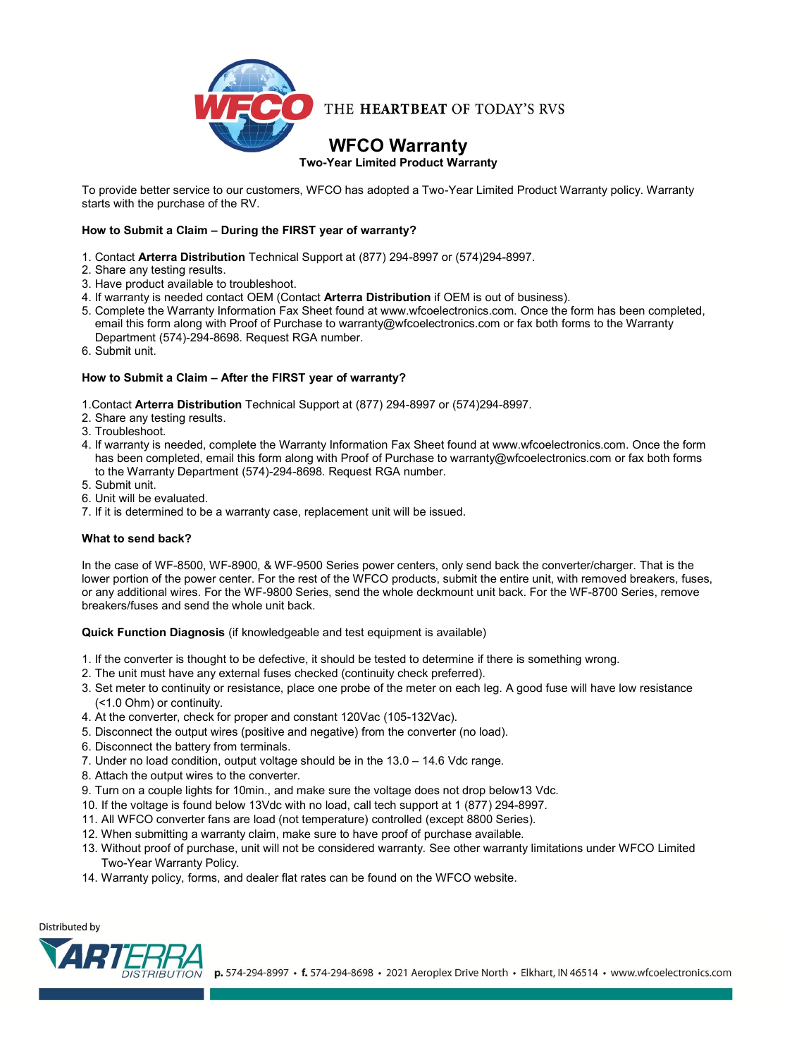THE **HEARTBEAT** OF TODAY'S RVS

# WFCO Warranty

**Two-Year Limited Product Warranty**

To provide better service to our customers, WFCO has adopted a Two-Year Limited Product Warranty policy. Warranty starts with the purchase of the RV.

**How to Submit a Claim – During the FIRST year of warranty?**

1. Contact **Arterra Distribution** Technical Support at (877) 294-8997 or (574)294-8997.
2. Share any testing results.
3. Have product available to troubleshoot.
4. If warranty is needed contact OEM (Contact **Arterra Distribution** if OEM is out of business).
5. Complete the Warranty Information Fax Sheet found at www.wfcoelectronics.com. Once the form has been completed, email this form along with Proof of Purchase to warranty@wfcoelectronics.com or fax both forms to the Warranty Department (574)-294-8698. Request RGA number.
6. Submit unit.

**How to Submit a Claim – After the FIRST year of warranty?**

1. Contact **Arterra Distribution** Technical Support at (877) 294-8997 or (574)294-8997.
2. Share any testing results.
3. Troubleshoot.
4. If warranty is needed, complete the Warranty Information Fax Sheet found at www.wfcoelectronics.com. Once the form has been completed, email this form along with Proof of Purchase to warranty@wfcoelectronics.com or fax both forms to the Warranty Department (574)-294-8698. Request RGA number.
5. Submit unit.
6. Unit will be evaluated.
7. If it is determined to be a warranty case, replacement unit will be issued.

**What to send back?**

In the case of WF-8500, WF-8900, & WF-9500 Series power centers, only send back the converter/charger. That is the lower portion of the power center. For the rest of the WFCO products, submit the entire unit, with removed breakers, fuses, or any additional wires. For the WF-9800 Series, send the whole deckmount unit back. For the WF-8700 Series, remove breakers/fuses and send the whole unit back.

**Quick Function Diagnosis** (if knowledgeable and test equipment is available)

1. If the converter is thought to be defective, it should be tested to determine if there is something wrong.
2. The unit must have any external fuses checked (continuity check preferred).
3. Set meter to continuity or resistance, place one probe of the meter on each leg. A good fuse will have low resistance (<1.0 Ohm) or continuity.
4. At the converter, check for proper and constant 120Vac (105-132Vac).
5. Disconnect the output wires (positive and negative) from the converter (no load).
6. Disconnect the battery from terminals.
7. Under no load condition, output voltage should be in the 13.0 – 14.6 Vdc range.
8. Attach the output wires to the converter.
9. Turn on a couple lights for 10min., and make sure the voltage does not drop below13 Vdc.
10. If the voltage is found below 13Vdc with no load, call tech support at 1 (877) 294-8997.
11. All WFCO converter fans are load (not temperature) controlled (except 8800 Series).
12. When submitting a warranty claim, make sure to have proof of purchase available.
13. Without proof of purchase, unit will not be considered warranty. See other warranty limitations under WFCO Limited Two-Year Warranty Policy.
14. Warranty policy, forms, and dealer flat rates can be found on the WFCO website.

Distributed by

ARTERRA DISTRIBUTION

**p.** 574-294-8997 • **f.** 574-294-8698 • 2021 Aeroplex Drive North • Elkhart, IN 46514 • www.wfcoelectronics.com